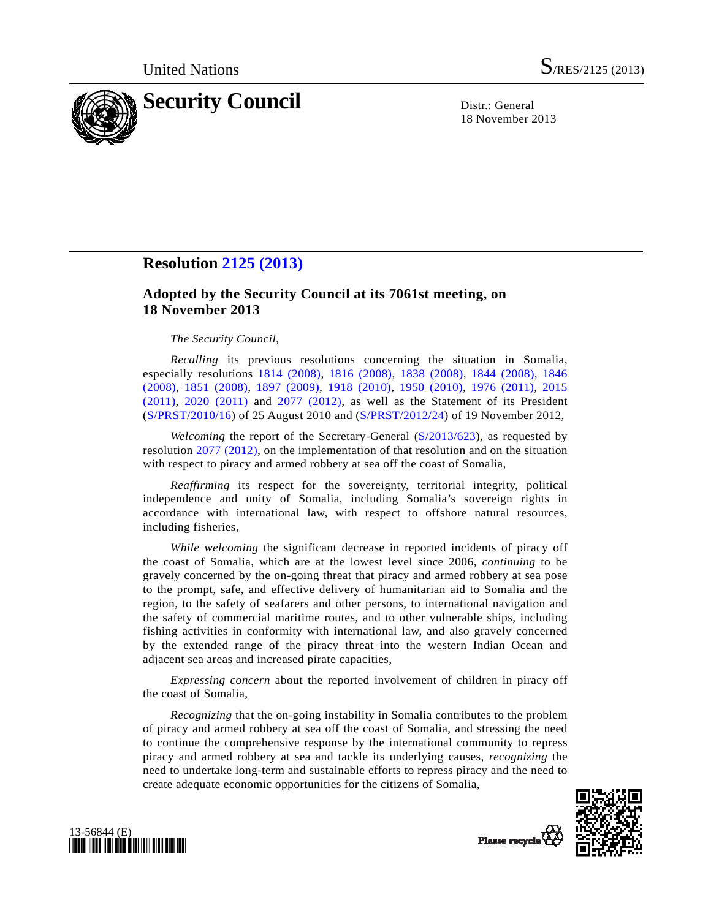United Nations S/RES/2125 (2013)

# Security Council

Distr.: General
18 November 2013

## Resolution 2125 (2013)

### Adopted by the Security Council at its 7061st meeting, on 18 November 2013

*The Security Council*,

*Recalling* its previous resolutions concerning the situation in Somalia, especially resolutions 1814 (2008), 1816 (2008), 1838 (2008), 1844 (2008), 1846 (2008), 1851 (2008), 1897 (2009), 1918 (2010), 1950 (2010), 1976 (2011), 2015 (2011), 2020 (2011) and 2077 (2012), as well as the Statement of its President (S/PRST/2010/16) of 25 August 2010 and (S/PRST/2012/24) of 19 November 2012,

*Welcoming* the report of the Secretary-General (S/2013/623), as requested by resolution 2077 (2012), on the implementation of that resolution and on the situation with respect to piracy and armed robbery at sea off the coast of Somalia,

*Reaffirming* its respect for the sovereignty, territorial integrity, political independence and unity of Somalia, including Somalia's sovereign rights in accordance with international law, with respect to offshore natural resources, including fisheries,

*While welcoming* the significant decrease in reported incidents of piracy off the coast of Somalia, which are at the lowest level since 2006, *continuing* to be gravely concerned by the on-going threat that piracy and armed robbery at sea pose to the prompt, safe, and effective delivery of humanitarian aid to Somalia and the region, to the safety of seafarers and other persons, to international navigation and the safety of commercial maritime routes, and to other vulnerable ships, including fishing activities in conformity with international law, and also gravely concerned by the extended range of the piracy threat into the western Indian Ocean and adjacent sea areas and increased pirate capacities,

*Expressing concern* about the reported involvement of children in piracy off the coast of Somalia,

*Recognizing* that the on-going instability in Somalia contributes to the problem of piracy and armed robbery at sea off the coast of Somalia, and stressing the need to continue the comprehensive response by the international community to repress piracy and armed robbery at sea and tackle its underlying causes, *recognizing* the need to undertake long-term and sustainable efforts to repress piracy and the need to create adequate economic opportunities for the citizens of Somalia,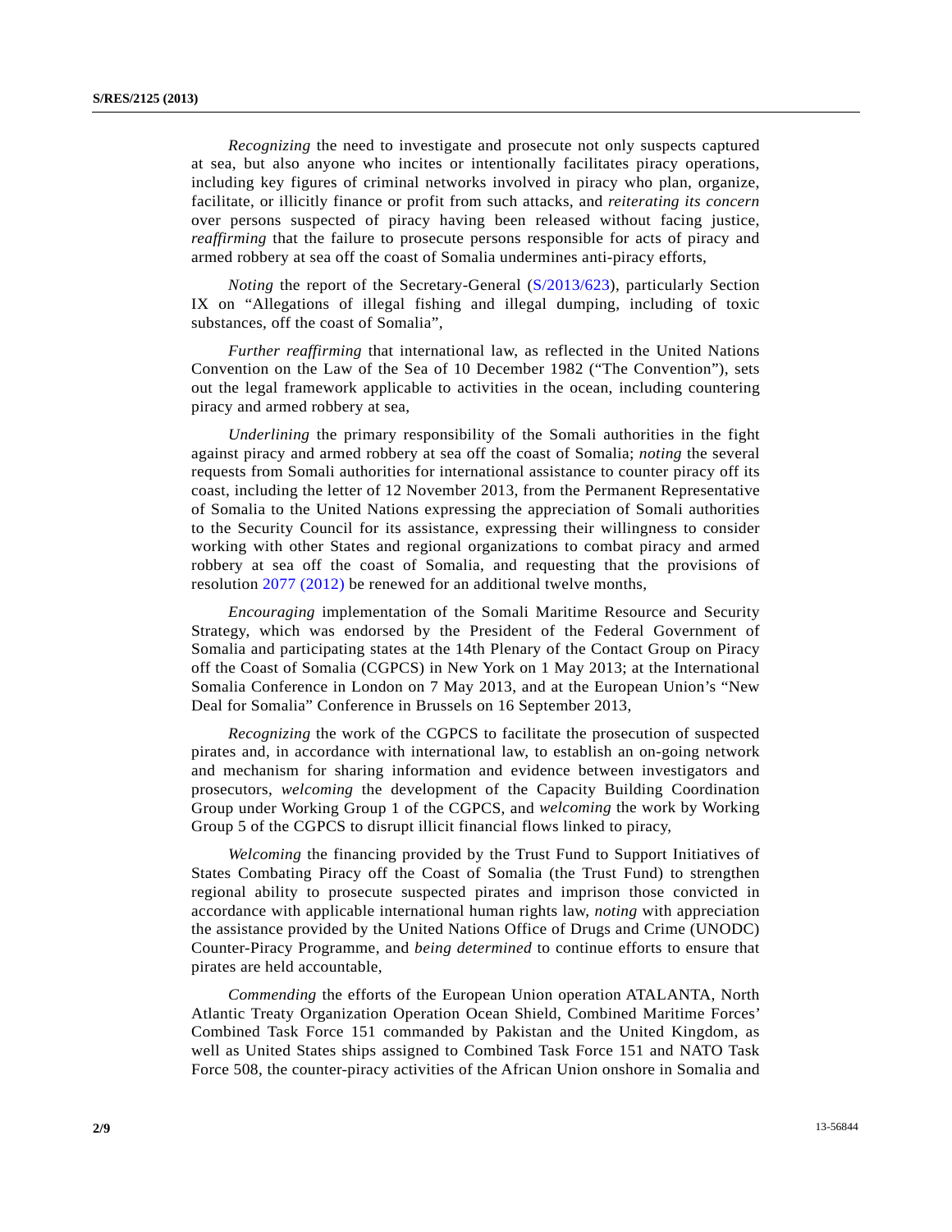*Recognizing* the need to investigate and prosecute not only suspects captured at sea, but also anyone who incites or intentionally facilitates piracy operations, including key figures of criminal networks involved in piracy who plan, organize, facilitate, or illicitly finance or profit from such attacks, and *reiterating its concern* over persons suspected of piracy having been released without facing justice, *reaffirming* that the failure to prosecute persons responsible for acts of piracy and armed robbery at sea off the coast of Somalia undermines anti-piracy efforts,

*Noting* the report of the Secretary-General (S/2013/623), particularly Section IX on "Allegations of illegal fishing and illegal dumping, including of toxic substances, off the coast of Somalia",

*Further reaffirming* that international law, as reflected in the United Nations Convention on the Law of the Sea of 10 December 1982 ("The Convention"), sets out the legal framework applicable to activities in the ocean, including countering piracy and armed robbery at sea,

*Underlining* the primary responsibility of the Somali authorities in the fight against piracy and armed robbery at sea off the coast of Somalia; *noting* the several requests from Somali authorities for international assistance to counter piracy off its coast, including the letter of 12 November 2013, from the Permanent Representative of Somalia to the United Nations expressing the appreciation of Somali authorities to the Security Council for its assistance, expressing their willingness to consider working with other States and regional organizations to combat piracy and armed robbery at sea off the coast of Somalia, and requesting that the provisions of resolution 2077 (2012) be renewed for an additional twelve months,

*Encouraging* implementation of the Somali Maritime Resource and Security Strategy, which was endorsed by the President of the Federal Government of Somalia and participating states at the 14th Plenary of the Contact Group on Piracy off the Coast of Somalia (CGPCS) in New York on 1 May 2013; at the International Somalia Conference in London on 7 May 2013, and at the European Union's "New Deal for Somalia" Conference in Brussels on 16 September 2013,

*Recognizing* the work of the CGPCS to facilitate the prosecution of suspected pirates and, in accordance with international law, to establish an on-going network and mechanism for sharing information and evidence between investigators and prosecutors, *welcoming* the development of the Capacity Building Coordination Group under Working Group 1 of the CGPCS, and *welcoming* the work by Working Group 5 of the CGPCS to disrupt illicit financial flows linked to piracy,

*Welcoming* the financing provided by the Trust Fund to Support Initiatives of States Combating Piracy off the Coast of Somalia (the Trust Fund) to strengthen regional ability to prosecute suspected pirates and imprison those convicted in accordance with applicable international human rights law, *noting* with appreciation the assistance provided by the United Nations Office of Drugs and Crime (UNODC) Counter-Piracy Programme, and *being determined* to continue efforts to ensure that pirates are held accountable,

*Commending* the efforts of the European Union operation ATALANTA, North Atlantic Treaty Organization Operation Ocean Shield, Combined Maritime Forces' Combined Task Force 151 commanded by Pakistan and the United Kingdom, as well as United States ships assigned to Combined Task Force 151 and NATO Task Force 508, the counter-piracy activities of the African Union onshore in Somalia and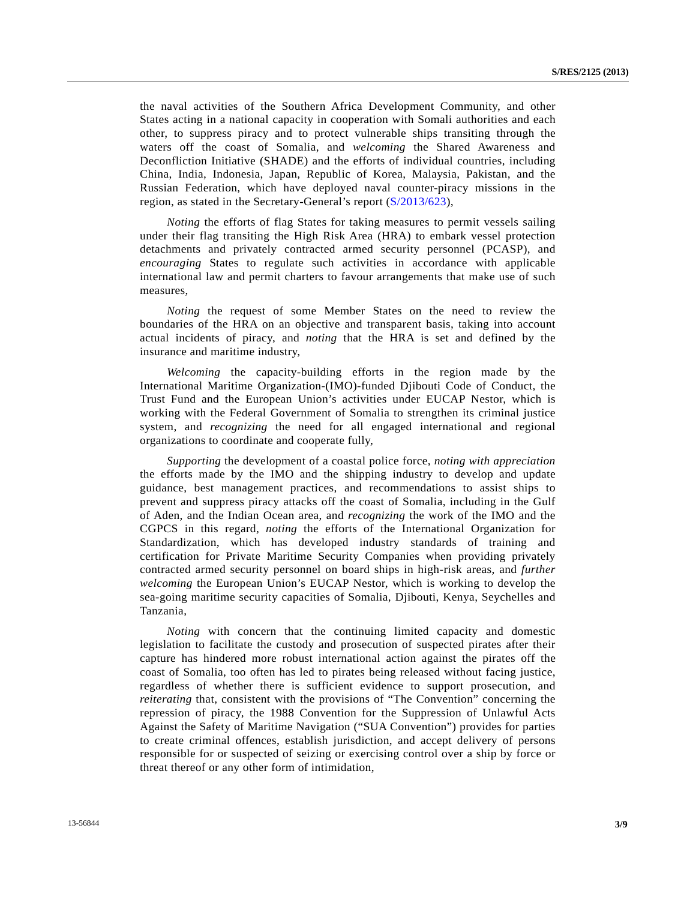the naval activities of the Southern Africa Development Community, and other States acting in a national capacity in cooperation with Somali authorities and each other, to suppress piracy and to protect vulnerable ships transiting through the waters off the coast of Somalia, and *welcoming* the Shared Awareness and Deconfliction Initiative (SHADE) and the efforts of individual countries, including China, India, Indonesia, Japan, Republic of Korea, Malaysia, Pakistan, and the Russian Federation, which have deployed naval counter-piracy missions in the region, as stated in the Secretary-General's report (S/2013/623),

*Noting* the efforts of flag States for taking measures to permit vessels sailing under their flag transiting the High Risk Area (HRA) to embark vessel protection detachments and privately contracted armed security personnel (PCASP), and *encouraging* States to regulate such activities in accordance with applicable international law and permit charters to favour arrangements that make use of such measures,

*Noting* the request of some Member States on the need to review the boundaries of the HRA on an objective and transparent basis, taking into account actual incidents of piracy, and *noting* that the HRA is set and defined by the insurance and maritime industry,

*Welcoming* the capacity-building efforts in the region made by the International Maritime Organization-(IMO)-funded Djibouti Code of Conduct, the Trust Fund and the European Union's activities under EUCAP Nestor, which is working with the Federal Government of Somalia to strengthen its criminal justice system, and *recognizing* the need for all engaged international and regional organizations to coordinate and cooperate fully,

*Supporting* the development of a coastal police force, *noting with appreciation* the efforts made by the IMO and the shipping industry to develop and update guidance, best management practices, and recommendations to assist ships to prevent and suppress piracy attacks off the coast of Somalia, including in the Gulf of Aden, and the Indian Ocean area, and *recognizing* the work of the IMO and the CGPCS in this regard, *noting* the efforts of the International Organization for Standardization, which has developed industry standards of training and certification for Private Maritime Security Companies when providing privately contracted armed security personnel on board ships in high-risk areas, and *further welcoming* the European Union's EUCAP Nestor, which is working to develop the sea-going maritime security capacities of Somalia, Djibouti, Kenya, Seychelles and Tanzania,

*Noting* with concern that the continuing limited capacity and domestic legislation to facilitate the custody and prosecution of suspected pirates after their capture has hindered more robust international action against the pirates off the coast of Somalia, too often has led to pirates being released without facing justice, regardless of whether there is sufficient evidence to support prosecution, and *reiterating* that, consistent with the provisions of "The Convention" concerning the repression of piracy, the 1988 Convention for the Suppression of Unlawful Acts Against the Safety of Maritime Navigation ("SUA Convention") provides for parties to create criminal offences, establish jurisdiction, and accept delivery of persons responsible for or suspected of seizing or exercising control over a ship by force or threat thereof or any other form of intimidation,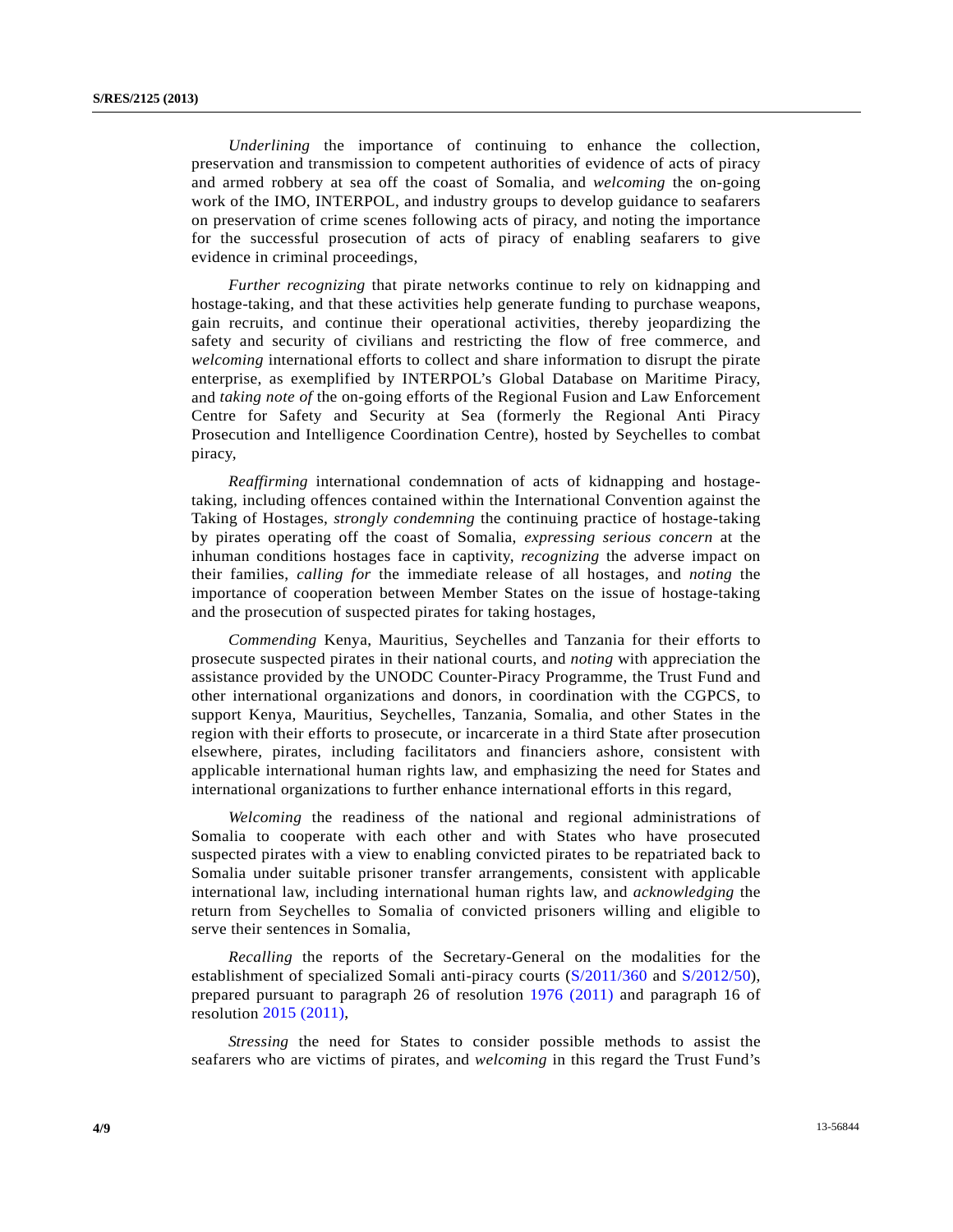*Underlining* the importance of continuing to enhance the collection, preservation and transmission to competent authorities of evidence of acts of piracy and armed robbery at sea off the coast of Somalia, and *welcoming* the on-going work of the IMO, INTERPOL, and industry groups to develop guidance to seafarers on preservation of crime scenes following acts of piracy, and noting the importance for the successful prosecution of acts of piracy of enabling seafarers to give evidence in criminal proceedings,

*Further recognizing* that pirate networks continue to rely on kidnapping and hostage-taking, and that these activities help generate funding to purchase weapons, gain recruits, and continue their operational activities, thereby jeopardizing the safety and security of civilians and restricting the flow of free commerce, and *welcoming* international efforts to collect and share information to disrupt the pirate enterprise, as exemplified by INTERPOL's Global Database on Maritime Piracy, and *taking note of* the on-going efforts of the Regional Fusion and Law Enforcement Centre for Safety and Security at Sea (formerly the Regional Anti Piracy Prosecution and Intelligence Coordination Centre), hosted by Seychelles to combat piracy,

*Reaffirming* international condemnation of acts of kidnapping and hostage-taking, including offences contained within the International Convention against the Taking of Hostages, *strongly condemning* the continuing practice of hostage-taking by pirates operating off the coast of Somalia, *expressing serious concern* at the inhuman conditions hostages face in captivity, *recognizing* the adverse impact on their families, *calling for* the immediate release of all hostages, and *noting* the importance of cooperation between Member States on the issue of hostage-taking and the prosecution of suspected pirates for taking hostages,

*Commending* Kenya, Mauritius, Seychelles and Tanzania for their efforts to prosecute suspected pirates in their national courts, and *noting* with appreciation the assistance provided by the UNODC Counter-Piracy Programme, the Trust Fund and other international organizations and donors, in coordination with the CGPCS, to support Kenya, Mauritius, Seychelles, Tanzania, Somalia, and other States in the region with their efforts to prosecute, or incarcerate in a third State after prosecution elsewhere, pirates, including facilitators and financiers ashore, consistent with applicable international human rights law, and emphasizing the need for States and international organizations to further enhance international efforts in this regard,

*Welcoming* the readiness of the national and regional administrations of Somalia to cooperate with each other and with States who have prosecuted suspected pirates with a view to enabling convicted pirates to be repatriated back to Somalia under suitable prisoner transfer arrangements, consistent with applicable international law, including international human rights law, and *acknowledging* the return from Seychelles to Somalia of convicted prisoners willing and eligible to serve their sentences in Somalia,

*Recalling* the reports of the Secretary-General on the modalities for the establishment of specialized Somali anti-piracy courts (S/2011/360 and S/2012/50), prepared pursuant to paragraph 26 of resolution 1976 (2011) and paragraph 16 of resolution 2015 (2011),

*Stressing* the need for States to consider possible methods to assist the seafarers who are victims of pirates, and *welcoming* in this regard the Trust Fund's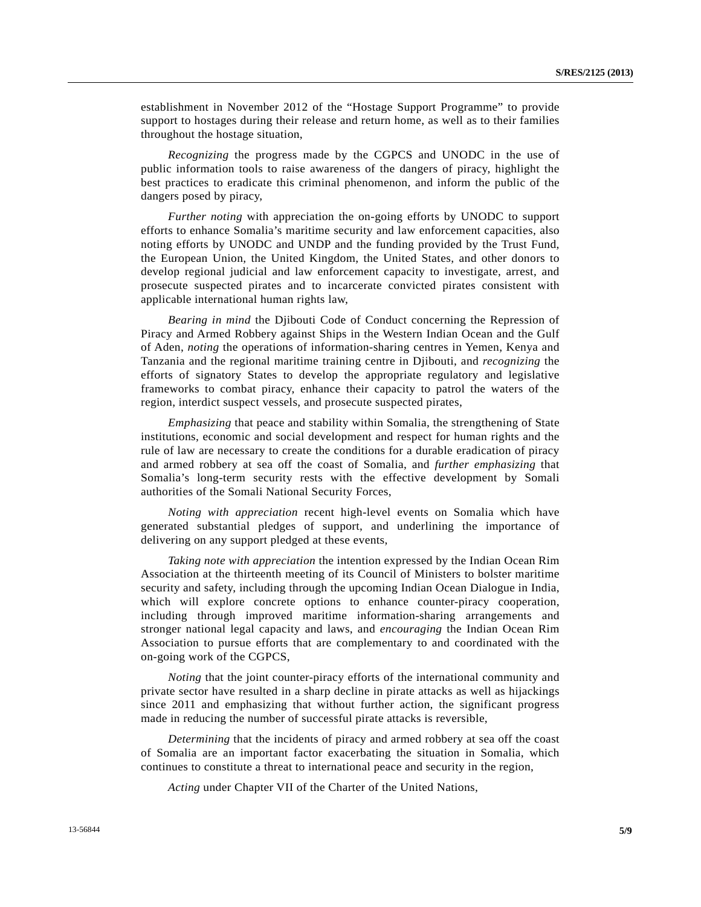establishment in November 2012 of the "Hostage Support Programme" to provide support to hostages during their release and return home, as well as to their families throughout the hostage situation,

*Recognizing* the progress made by the CGPCS and UNODC in the use of public information tools to raise awareness of the dangers of piracy, highlight the best practices to eradicate this criminal phenomenon, and inform the public of the dangers posed by piracy,

*Further noting* with appreciation the on-going efforts by UNODC to support efforts to enhance Somalia's maritime security and law enforcement capacities, also noting efforts by UNODC and UNDP and the funding provided by the Trust Fund, the European Union, the United Kingdom, the United States, and other donors to develop regional judicial and law enforcement capacity to investigate, arrest, and prosecute suspected pirates and to incarcerate convicted pirates consistent with applicable international human rights law,

*Bearing in mind* the Djibouti Code of Conduct concerning the Repression of Piracy and Armed Robbery against Ships in the Western Indian Ocean and the Gulf of Aden, *noting* the operations of information-sharing centres in Yemen, Kenya and Tanzania and the regional maritime training centre in Djibouti, and *recognizing* the efforts of signatory States to develop the appropriate regulatory and legislative frameworks to combat piracy, enhance their capacity to patrol the waters of the region, interdict suspect vessels, and prosecute suspected pirates,

*Emphasizing* that peace and stability within Somalia, the strengthening of State institutions, economic and social development and respect for human rights and the rule of law are necessary to create the conditions for a durable eradication of piracy and armed robbery at sea off the coast of Somalia, and *further emphasizing* that Somalia's long-term security rests with the effective development by Somali authorities of the Somali National Security Forces,

*Noting with appreciation* recent high-level events on Somalia which have generated substantial pledges of support, and underlining the importance of delivering on any support pledged at these events,

*Taking note with appreciation* the intention expressed by the Indian Ocean Rim Association at the thirteenth meeting of its Council of Ministers to bolster maritime security and safety, including through the upcoming Indian Ocean Dialogue in India, which will explore concrete options to enhance counter-piracy cooperation, including through improved maritime information-sharing arrangements and stronger national legal capacity and laws, and *encouraging* the Indian Ocean Rim Association to pursue efforts that are complementary to and coordinated with the on-going work of the CGPCS,

*Noting* that the joint counter-piracy efforts of the international community and private sector have resulted in a sharp decline in pirate attacks as well as hijackings since 2011 and emphasizing that without further action, the significant progress made in reducing the number of successful pirate attacks is reversible,

*Determining* that the incidents of piracy and armed robbery at sea off the coast of Somalia are an important factor exacerbating the situation in Somalia, which continues to constitute a threat to international peace and security in the region,

*Acting* under Chapter VII of the Charter of the United Nations,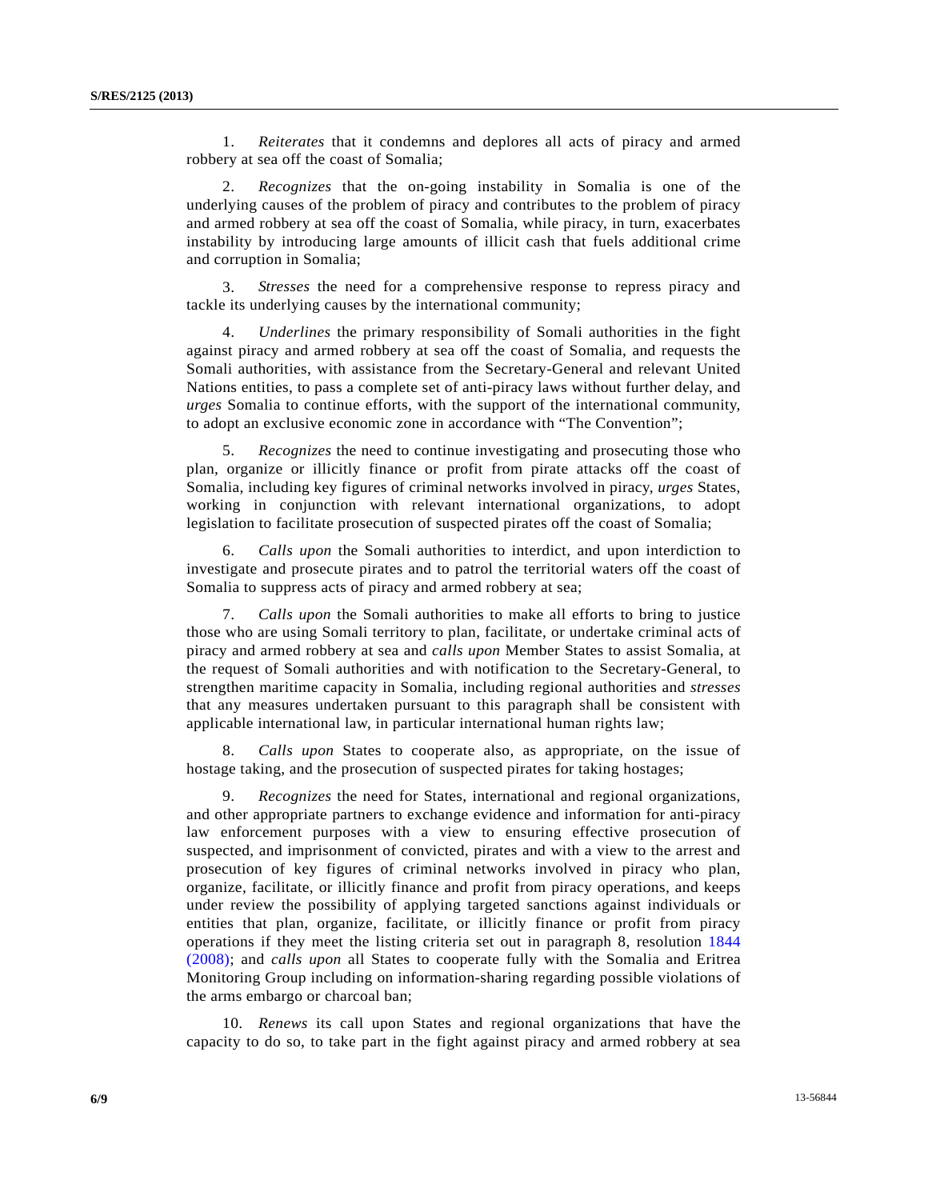1. *Reiterates* that it condemns and deplores all acts of piracy and armed robbery at sea off the coast of Somalia;

2. *Recognizes* that the on-going instability in Somalia is one of the underlying causes of the problem of piracy and contributes to the problem of piracy and armed robbery at sea off the coast of Somalia, while piracy, in turn, exacerbates instability by introducing large amounts of illicit cash that fuels additional crime and corruption in Somalia;

3. *Stresses* the need for a comprehensive response to repress piracy and tackle its underlying causes by the international community;

4. *Underlines* the primary responsibility of Somali authorities in the fight against piracy and armed robbery at sea off the coast of Somalia, and requests the Somali authorities, with assistance from the Secretary-General and relevant United Nations entities, to pass a complete set of anti-piracy laws without further delay, and *urges* Somalia to continue efforts, with the support of the international community, to adopt an exclusive economic zone in accordance with "The Convention";

5. *Recognizes* the need to continue investigating and prosecuting those who plan, organize or illicitly finance or profit from pirate attacks off the coast of Somalia, including key figures of criminal networks involved in piracy, *urges* States, working in conjunction with relevant international organizations, to adopt legislation to facilitate prosecution of suspected pirates off the coast of Somalia;

6. *Calls upon* the Somali authorities to interdict, and upon interdiction to investigate and prosecute pirates and to patrol the territorial waters off the coast of Somalia to suppress acts of piracy and armed robbery at sea;

7. *Calls upon* the Somali authorities to make all efforts to bring to justice those who are using Somali territory to plan, facilitate, or undertake criminal acts of piracy and armed robbery at sea and *calls upon* Member States to assist Somalia, at the request of Somali authorities and with notification to the Secretary-General, to strengthen maritime capacity in Somalia, including regional authorities and *stresses* that any measures undertaken pursuant to this paragraph shall be consistent with applicable international law, in particular international human rights law;

8. *Calls upon* States to cooperate also, as appropriate, on the issue of hostage taking, and the prosecution of suspected pirates for taking hostages;

9. *Recognizes* the need for States, international and regional organizations, and other appropriate partners to exchange evidence and information for anti-piracy law enforcement purposes with a view to ensuring effective prosecution of suspected, and imprisonment of convicted, pirates and with a view to the arrest and prosecution of key figures of criminal networks involved in piracy who plan, organize, facilitate, or illicitly finance and profit from piracy operations, and keeps under review the possibility of applying targeted sanctions against individuals or entities that plan, organize, facilitate, or illicitly finance or profit from piracy operations if they meet the listing criteria set out in paragraph 8, resolution 1844 (2008); and *calls upon* all States to cooperate fully with the Somalia and Eritrea Monitoring Group including on information-sharing regarding possible violations of the arms embargo or charcoal ban;

10. *Renews* its call upon States and regional organizations that have the capacity to do so, to take part in the fight against piracy and armed robbery at sea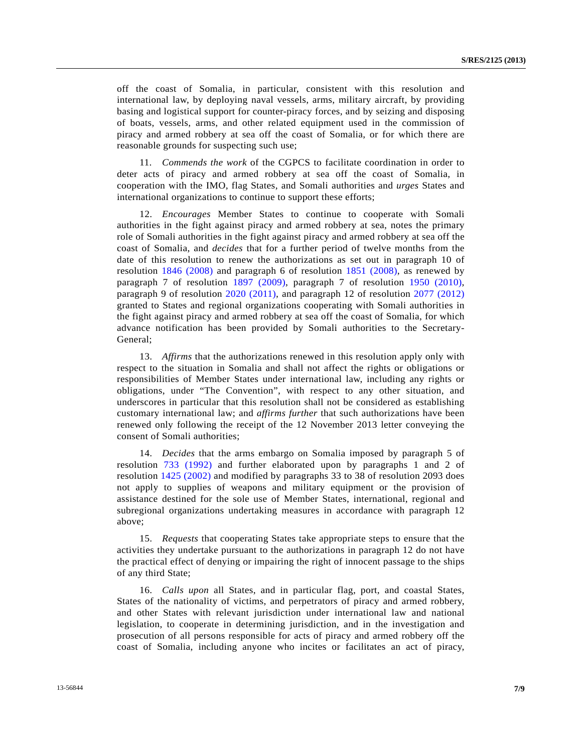off the coast of Somalia, in particular, consistent with this resolution and international law, by deploying naval vessels, arms, military aircraft, by providing basing and logistical support for counter-piracy forces, and by seizing and disposing of boats, vessels, arms, and other related equipment used in the commission of piracy and armed robbery at sea off the coast of Somalia, or for which there are reasonable grounds for suspecting such use;

11. *Commends the work* of the CGPCS to facilitate coordination in order to deter acts of piracy and armed robbery at sea off the coast of Somalia, in cooperation with the IMO, flag States, and Somali authorities and *urges* States and international organizations to continue to support these efforts;

12. *Encourages* Member States to continue to cooperate with Somali authorities in the fight against piracy and armed robbery at sea, notes the primary role of Somali authorities in the fight against piracy and armed robbery at sea off the coast of Somalia, and *decides* that for a further period of twelve months from the date of this resolution to renew the authorizations as set out in paragraph 10 of resolution 1846 (2008) and paragraph 6 of resolution 1851 (2008), as renewed by paragraph 7 of resolution 1897 (2009), paragraph 7 of resolution 1950 (2010), paragraph 9 of resolution 2020 (2011), and paragraph 12 of resolution 2077 (2012) granted to States and regional organizations cooperating with Somali authorities in the fight against piracy and armed robbery at sea off the coast of Somalia, for which advance notification has been provided by Somali authorities to the Secretary-General;

13. *Affirms* that the authorizations renewed in this resolution apply only with respect to the situation in Somalia and shall not affect the rights or obligations or responsibilities of Member States under international law, including any rights or obligations, under "The Convention", with respect to any other situation, and underscores in particular that this resolution shall not be considered as establishing customary international law; and *affirms further* that such authorizations have been renewed only following the receipt of the 12 November 2013 letter conveying the consent of Somali authorities;

14. *Decides* that the arms embargo on Somalia imposed by paragraph 5 of resolution 733 (1992) and further elaborated upon by paragraphs 1 and 2 of resolution 1425 (2002) and modified by paragraphs 33 to 38 of resolution 2093 does not apply to supplies of weapons and military equipment or the provision of assistance destined for the sole use of Member States, international, regional and subregional organizations undertaking measures in accordance with paragraph 12 above;

15. *Requests* that cooperating States take appropriate steps to ensure that the activities they undertake pursuant to the authorizations in paragraph 12 do not have the practical effect of denying or impairing the right of innocent passage to the ships of any third State;

16. *Calls upon* all States, and in particular flag, port, and coastal States, States of the nationality of victims, and perpetrators of piracy and armed robbery, and other States with relevant jurisdiction under international law and national legislation, to cooperate in determining jurisdiction, and in the investigation and prosecution of all persons responsible for acts of piracy and armed robbery off the coast of Somalia, including anyone who incites or facilitates an act of piracy,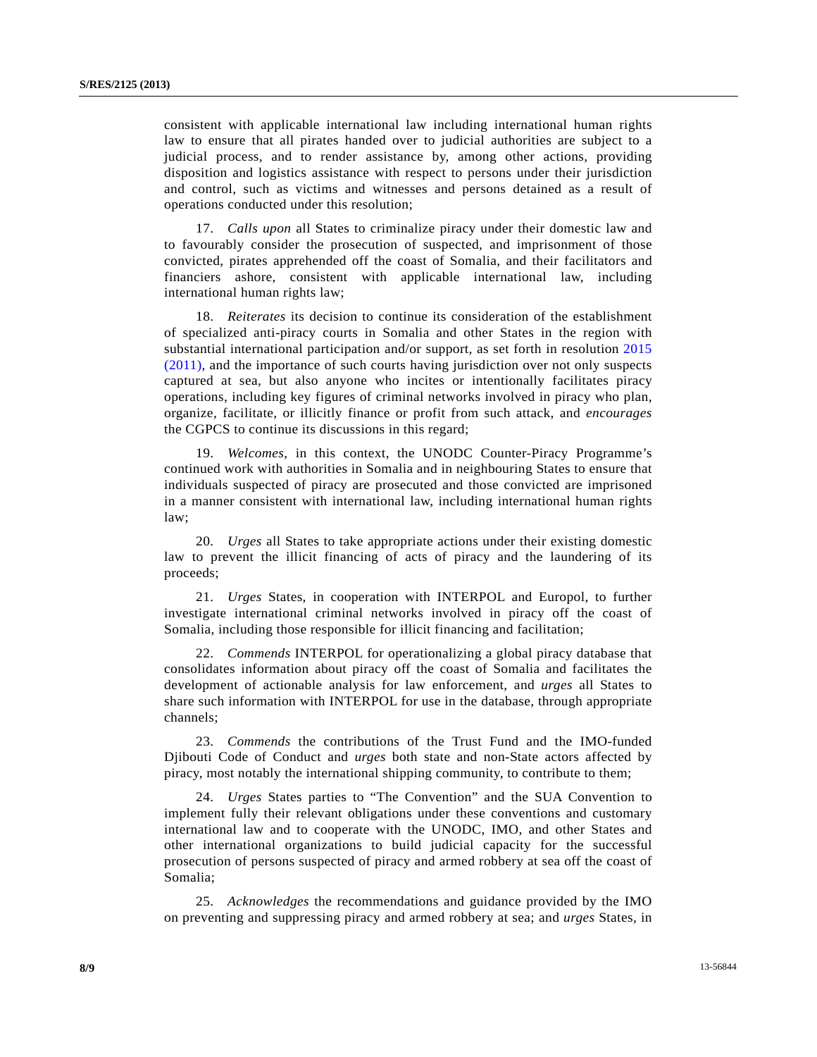consistent with applicable international law including international human rights law to ensure that all pirates handed over to judicial authorities are subject to a judicial process, and to render assistance by, among other actions, providing disposition and logistics assistance with respect to persons under their jurisdiction and control, such as victims and witnesses and persons detained as a result of operations conducted under this resolution;

17. *Calls upon* all States to criminalize piracy under their domestic law and to favourably consider the prosecution of suspected, and imprisonment of those convicted, pirates apprehended off the coast of Somalia, and their facilitators and financiers ashore, consistent with applicable international law, including international human rights law;

18. *Reiterates* its decision to continue its consideration of the establishment of specialized anti-piracy courts in Somalia and other States in the region with substantial international participation and/or support, as set forth in resolution 2015 (2011), and the importance of such courts having jurisdiction over not only suspects captured at sea, but also anyone who incites or intentionally facilitates piracy operations, including key figures of criminal networks involved in piracy who plan, organize, facilitate, or illicitly finance or profit from such attack, and *encourages* the CGPCS to continue its discussions in this regard;

19. *Welcomes*, in this context, the UNODC Counter-Piracy Programme's continued work with authorities in Somalia and in neighbouring States to ensure that individuals suspected of piracy are prosecuted and those convicted are imprisoned in a manner consistent with international law, including international human rights law;

20. *Urges* all States to take appropriate actions under their existing domestic law to prevent the illicit financing of acts of piracy and the laundering of its proceeds;

21. *Urges* States, in cooperation with INTERPOL and Europol, to further investigate international criminal networks involved in piracy off the coast of Somalia, including those responsible for illicit financing and facilitation;

22. *Commends* INTERPOL for operationalizing a global piracy database that consolidates information about piracy off the coast of Somalia and facilitates the development of actionable analysis for law enforcement, and *urges* all States to share such information with INTERPOL for use in the database, through appropriate channels;

23. *Commends* the contributions of the Trust Fund and the IMO-funded Djibouti Code of Conduct and *urges* both state and non-State actors affected by piracy, most notably the international shipping community, to contribute to them;

24. *Urges* States parties to "The Convention" and the SUA Convention to implement fully their relevant obligations under these conventions and customary international law and to cooperate with the UNODC, IMO, and other States and other international organizations to build judicial capacity for the successful prosecution of persons suspected of piracy and armed robbery at sea off the coast of Somalia;

25. *Acknowledges* the recommendations and guidance provided by the IMO on preventing and suppressing piracy and armed robbery at sea; and *urges* States, in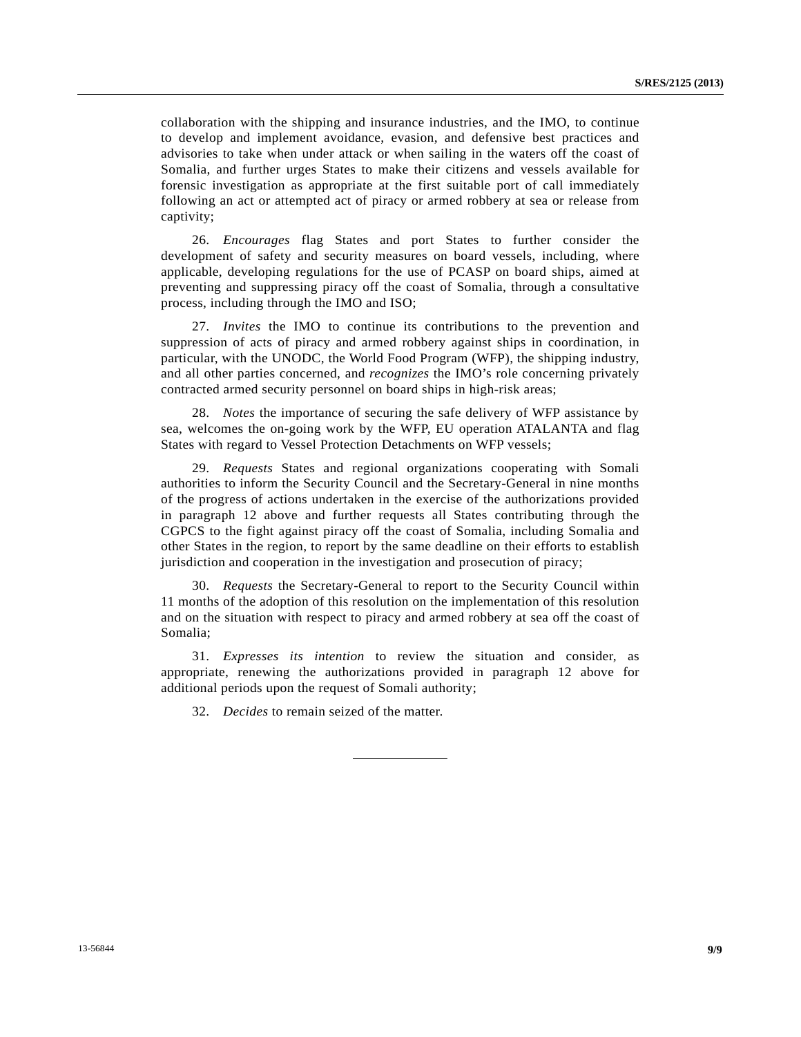collaboration with the shipping and insurance industries, and the IMO, to continue to develop and implement avoidance, evasion, and defensive best practices and advisories to take when under attack or when sailing in the waters off the coast of Somalia, and further urges States to make their citizens and vessels available for forensic investigation as appropriate at the first suitable port of call immediately following an act or attempted act of piracy or armed robbery at sea or release from captivity;

26. *Encourages* flag States and port States to further consider the development of safety and security measures on board vessels, including, where applicable, developing regulations for the use of PCASP on board ships, aimed at preventing and suppressing piracy off the coast of Somalia, through a consultative process, including through the IMO and ISO;

27. *Invites* the IMO to continue its contributions to the prevention and suppression of acts of piracy and armed robbery against ships in coordination, in particular, with the UNODC, the World Food Program (WFP), the shipping industry, and all other parties concerned, and *recognizes* the IMO's role concerning privately contracted armed security personnel on board ships in high-risk areas;

28. *Notes* the importance of securing the safe delivery of WFP assistance by sea, welcomes the on-going work by the WFP, EU operation ATALANTA and flag States with regard to Vessel Protection Detachments on WFP vessels;

29. *Requests* States and regional organizations cooperating with Somali authorities to inform the Security Council and the Secretary-General in nine months of the progress of actions undertaken in the exercise of the authorizations provided in paragraph 12 above and further requests all States contributing through the CGPCS to the fight against piracy off the coast of Somalia, including Somalia and other States in the region, to report by the same deadline on their efforts to establish jurisdiction and cooperation in the investigation and prosecution of piracy;

30. *Requests* the Secretary-General to report to the Security Council within 11 months of the adoption of this resolution on the implementation of this resolution and on the situation with respect to piracy and armed robbery at sea off the coast of Somalia;

31. *Expresses its intention* to review the situation and consider, as appropriate, renewing the authorizations provided in paragraph 12 above for additional periods upon the request of Somali authority;

32. *Decides* to remain seized of the matter.